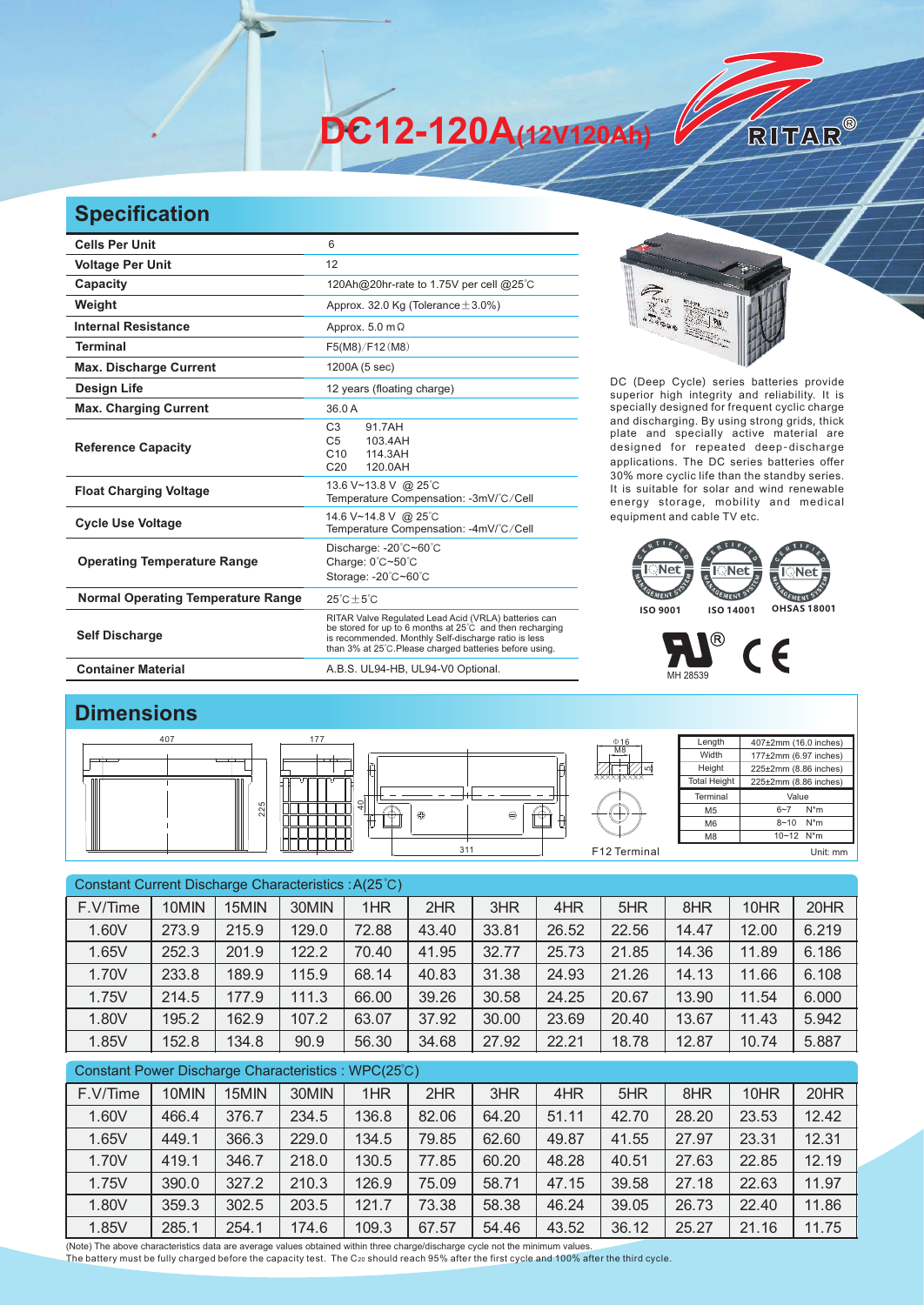# DC12-120A(12V120Ah)

RITAR®

## Specification

| | |
|---|---|
| **Cells Per Unit** | 6 |
| **Voltage Per Unit** | 12 |
| **Capacity** | 120Ah@20hr-rate to 1.75V per cell @25℃ |
| **Weight** | Approx. 32.0 Kg (Tolerance±3.0%) |
| **Internal Resistance** | Approx. 5.0 mΩ |
| **Terminal** | F5(M8)/F12(M8) |
| **Max. Discharge Current** | 1200A (5 sec) |
| **Design Life** | 12 years (floating charge) |
| **Max. Charging Current** | 36.0 A |
| **Reference Capacity** | C3 91.7AH<br>C5 103.4AH<br>C10 114.3AH<br>C20 120.0AH |
| **Float Charging Voltage** | 13.6 V~13.8 V @ 25℃<br>Temperature Compensation: -3mV/℃/Cell |
| **Cycle Use Voltage** | 14.6 V~14.8 V @ 25℃<br>Temperature Compensation: -4mV/℃/Cell |
| **Operating Temperature Range** | Discharge: -20℃~60℃<br>Charge: 0℃~50℃<br>Storage: -20℃~60℃ |
| **Normal Operating Temperature Range** | 25℃±5℃ |
| **Self Discharge** | RITAR Valve Regulated Lead Acid (VRLA) batteries can be stored for up to 6 months at 25℃ and then recharging is recommended. Monthly Self-discharge ratio is less than 3% at 25℃.Please charged batteries before using. |
| **Container Material** | A.B.S. UL94-HB, UL94-V0 Optional. |

DC (Deep Cycle) series batteries provide superior high integrity and reliability. It is specially designed for frequent cyclic charge and discharging. By using strong grids, thick plate and specially active material are designed for repeated deep-discharge applications. The DC series batteries offer 30% more cyclic life than the standby series. It is suitable for solar and wind renewable energy storage, mobility and medical equipment and cable TV etc.

ISO 9001 ISO 14001 OHSAS 18001

MH 28539

## Dimensions

407 177 225 40 311 Φ16 M8 F12 Terminal

| Length | 407±2mm (16.0 inches) |
|---|---|
| Width | 177±2mm (6.97 inches) |
| Height | 225±2mm (8.86 inches) |
| Total Height | 225±2mm (8.86 inches) |

| Terminal | Value |
|---|---|
| M5 | 6~7 N*m |
| M6 | 8~10 N*m |
| M8 | 10~12 N*m |

Unit: mm

Constant Current Discharge Characteristics : A(25℃)

| F.V/Time | 10MIN | 15MIN | 30MIN | 1HR | 2HR | 3HR | 4HR | 5HR | 8HR | 10HR | 20HR |
|---|---|---|---|---|---|---|---|---|---|---|---|
| 1.60V | 273.9 | 215.9 | 129.0 | 72.88 | 43.40 | 33.81 | 26.52 | 22.56 | 14.47 | 12.00 | 6.219 |
| 1.65V | 252.3 | 201.9 | 122.2 | 70.40 | 41.95 | 32.77 | 25.73 | 21.85 | 14.36 | 11.89 | 6.186 |
| 1.70V | 233.8 | 189.9 | 115.9 | 68.14 | 40.83 | 31.38 | 24.93 | 21.26 | 14.13 | 11.66 | 6.108 |
| 1.75V | 214.5 | 177.9 | 111.3 | 66.00 | 39.26 | 30.58 | 24.25 | 20.67 | 13.90 | 11.54 | 6.000 |
| 1.80V | 195.2 | 162.9 | 107.2 | 63.07 | 37.92 | 30.00 | 23.69 | 20.40 | 13.67 | 11.43 | 5.942 |
| 1.85V | 152.8 | 134.8 | 90.9 | 56.30 | 34.68 | 27.92 | 22.21 | 18.78 | 12.87 | 10.74 | 5.887 |

Constant Power Discharge Characteristics : WPC(25℃)

| F.V/Time | 10MIN | 15MIN | 30MIN | 1HR | 2HR | 3HR | 4HR | 5HR | 8HR | 10HR | 20HR |
|---|---|---|---|---|---|---|---|---|---|---|---|
| 1.60V | 466.4 | 376.7 | 234.5 | 136.8 | 82.06 | 64.20 | 51.11 | 42.70 | 28.20 | 23.53 | 12.42 |
| 1.65V | 449.1 | 366.3 | 229.0 | 134.5 | 79.85 | 62.60 | 49.87 | 41.55 | 27.97 | 23.31 | 12.31 |
| 1.70V | 419.1 | 346.7 | 218.0 | 130.5 | 77.85 | 60.20 | 48.28 | 40.51 | 27.63 | 22.85 | 12.19 |
| 1.75V | 390.0 | 327.2 | 210.3 | 126.9 | 75.09 | 58.71 | 47.15 | 39.58 | 27.18 | 22.63 | 11.97 |
| 1.80V | 359.3 | 302.5 | 203.5 | 121.7 | 73.38 | 58.38 | 46.24 | 39.05 | 26.73 | 22.40 | 11.86 |
| 1.85V | 285.1 | 254.1 | 174.6 | 109.3 | 67.57 | 54.46 | 43.52 | 36.12 | 25.27 | 21.16 | 11.75 |

(Note) The above characteristics data are average values obtained within three charge/discharge cycle not the minimum values.
The battery must be fully charged before the capacity test. The $C_{20}$ should reach 95% after the first cycle and 100% after the third cycle.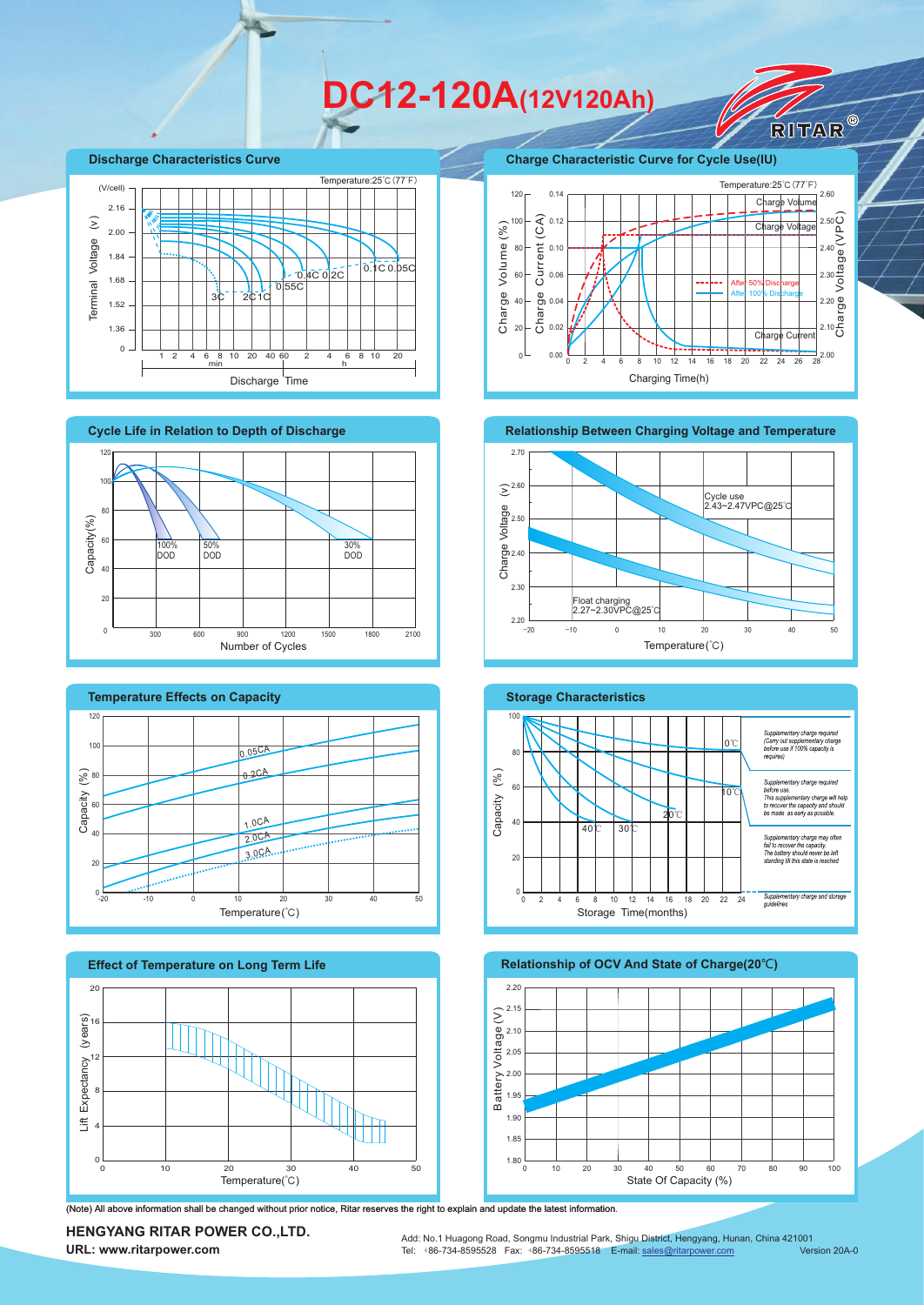# DC12-120A(12V120Ah)

RITAR®

## Discharge Characteristics Curve

Temperature:25°C (77°F)

(V/cell)

Terminal Voltage (v)

2.16
2.00
1.84
1.68
1.52
1.36
0

1 2 4 6 8 10 20 40 60 2 4 6 8 10 20

min h

Discharge Time

3C 2C 1C 0.55C 0.4C 0.2C 0.1C 0.05C

## Charge Characteristic Curve for Cycle Use(IU)

Temperature:25°C (77°F)

Charge Volume (%) 120 100 80 60 40 20 0

Charge Current (CA) 0.14 0.12 0.10 0.06 0.04 0.02 0.00

Charge Voltage (VPC) 2.60 2.50 2.40 2.30 2.20 2.10 2.00

0 2 4 6 8 10 12 14 16 18 20 22 24 26 28

Charging Time(h)

Charge Volume

Charge Voltage

After 50% Discharge

After 100% Discharge

Charge Current

## Cycle Life in Relation to Depth of Discharge

Capacity(%) 120 100 80 60 40 20 0

300 600 900 1200 1500 1800 2100

Number of Cycles

100% DOD

50% DOD

30% DOD

## Relationship Between Charging Voltage and Temperature

Charge Voltage (v) 2.70 2.60 2.50 2.40 2.30 2.20

−20 −10 0 10 20 30 40 50

Temperature(°C)

Cycle use 2.43~2.47VPC@25°C

Float charging 2.27~2.30VPC@25°C

## Temperature Effects on Capacity

Capacity (%) 120 100 80 60 40 20 0

-20 -10 0 10 20 30 40 50

Temperature(°C)

0.05CA 0.2CA 1.0CA 2.0CA 3.0CA

## Storage Characteristics

Capacity (%) 100 80 60 40 20 0

0 2 4 6 8 10 12 14 16 18 20 22 24

Storage Time(months)

0°C 10°C 20°C 30°C 40°C

Supplementary charge required (Carry out supplementary charge before use if 100% capacity is requires)

Supplementary charge required before use. This supplementary charge will help to recover the capacity and should be made as early as possible.

Supplementary charge may often fail to recover the capacity. The battery should never be left standing till this state is reached

Supplementary charge and storage guidelines

## Effect of Temperature on Long Term Life

Lift Expectancy (years) 20 16 12 8 4 0

0 10 20 30 40 50

Temperature(°C)

## Relationship of OCV And State of Charge(20℃)

Battery Voltage (V) 2.20 2.15 2.10 2.05 2.00 1.95 1.90 1.85 1.80

0 10 20 30 40 50 60 70 80 90 100

State Of Capacity (%)

(Note) All above information shall be changed without prior notice, Ritar reserves the right to explain and update the latest information.

**HENGYANG RITAR POWER CO.,LTD.**

**URL: www.ritarpower.com**

Add: No.1 Huagong Road, Songmu Industrial Park, Shigu District, Hengyang, Hunan, China 421001

Tel: +86-734-8595528 Fax: +86-734-8595518 E-mail: sales@ritarpower.com

Version 20A-0